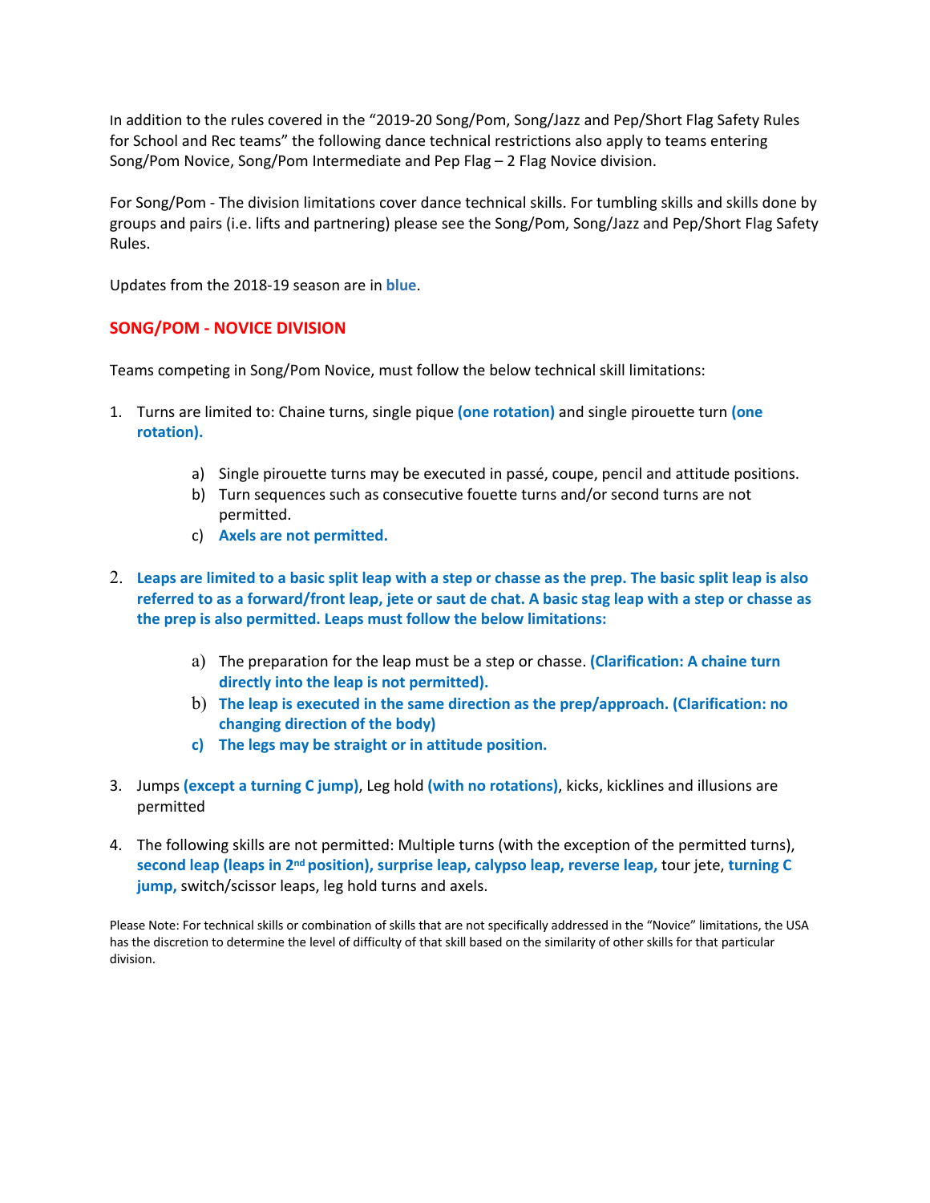In addition to the rules covered in the "2019-20 Song/Pom, Song/Jazz and Pep/Short Flag Safety Rules for School and Rec teams" the following dance technical restrictions also apply to teams entering Song/Pom Novice, Song/Pom Intermediate and Pep Flag – 2 Flag Novice division.

For Song/Pom - The division limitations cover dance technical skills. For tumbling skills and skills done by groups and pairs (i.e. lifts and partnering) please see the Song/Pom, Song/Jazz and Pep/Short Flag Safety Rules.

Updates from the 2018-19 season are in **blue**.

## SONG/POM - NOVICE DIVISION

Teams competing in Song/Pom Novice, must follow the below technical skill limitations:

1. Turns are limited to: Chaine turns, single pique **(one rotation)** and single pirouette turn **(one rotation).**
   - a) Single pirouette turns may be executed in passé, coupe, pencil and attitude positions.
   - b) Turn sequences such as consecutive fouette turns and/or second turns are not permitted.
   - c) **Axels are not permitted.**

2. **Leaps are limited to a basic split leap with a step or chasse as the prep. The basic split leap is also referred to as a forward/front leap, jete or saut de chat. A basic stag leap with a step or chasse as the prep is also permitted. Leaps must follow the below limitations:**
   - a) The preparation for the leap must be a step or chasse. **(Clarification: A chaine turn directly into the leap is not permitted).**
   - b) **The leap is executed in the same direction as the prep/approach. (Clarification: no changing direction of the body)**
   - c) **The legs may be straight or in attitude position.**

3. Jumps **(except a turning C jump)**, Leg hold **(with no rotations)**, kicks, kicklines and illusions are permitted

4. The following skills are not permitted: Multiple turns (with the exception of the permitted turns), **second leap (leaps in 2nd position), surprise leap, calypso leap, reverse leap,** tour jete, **turning C jump,** switch/scissor leaps, leg hold turns and axels.

Please Note: For technical skills or combination of skills that are not specifically addressed in the "Novice" limitations, the USA has the discretion to determine the level of difficulty of that skill based on the similarity of other skills for that particular division.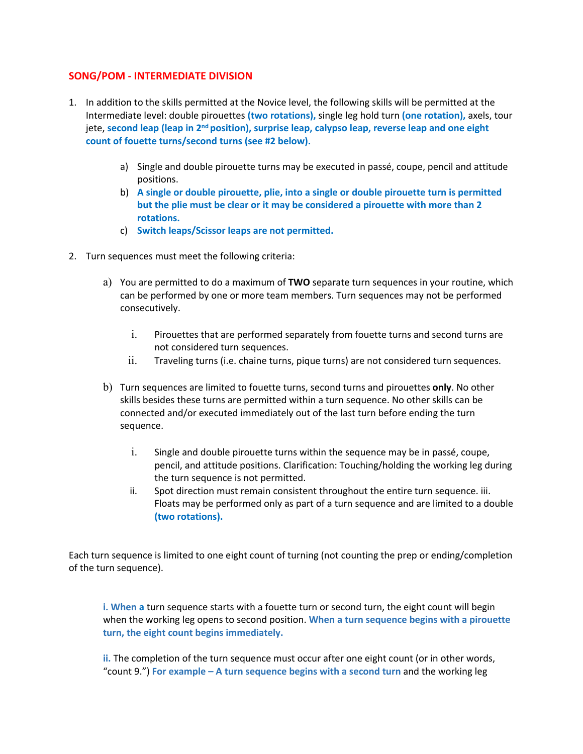## SONG/POM - INTERMEDIATE DIVISION

1. In addition to the skills permitted at the Novice level, the following skills will be permitted at the Intermediate level: double pirouettes **(two rotations),** single leg hold turn **(one rotation),** axels, tour jete, **second leap (leap in 2nd position), surprise leap, calypso leap, reverse leap and one eight count of fouette turns/second turns (see #2 below).**

    a) Single and double pirouette turns may be executed in passé, coupe, pencil and attitude positions.
    b) **A single or double pirouette, plie, into a single or double pirouette turn is permitted but the plie must be clear or it may be considered a pirouette with more than 2 rotations.**
    c) **Switch leaps/Scissor leaps are not permitted.**

2. Turn sequences must meet the following criteria:

    a) You are permitted to do a maximum of **TWO** separate turn sequences in your routine, which can be performed by one or more team members. Turn sequences may not be performed consecutively.

        i. Pirouettes that are performed separately from fouette turns and second turns are not considered turn sequences.
        ii. Traveling turns (i.e. chaine turns, pique turns) are not considered turn sequences.

    b) Turn sequences are limited to fouette turns, second turns and pirouettes **only**. No other skills besides these turns are permitted within a turn sequence. No other skills can be connected and/or executed immediately out of the last turn before ending the turn sequence.

        i. Single and double pirouette turns within the sequence may be in passé, coupe, pencil, and attitude positions. Clarification: Touching/holding the working leg during the turn sequence is not permitted.
        ii. Spot direction must remain consistent throughout the entire turn sequence. iii. Floats may be performed only as part of a turn sequence and are limited to a double **(two rotations).**

Each turn sequence is limited to one eight count of turning (not counting the prep or ending/completion of the turn sequence).

**i. When a** turn sequence starts with a fouette turn or second turn, the eight count will begin when the working leg opens to second position. **When a turn sequence begins with a pirouette turn, the eight count begins immediately.**

**ii.** The completion of the turn sequence must occur after one eight count (or in other words, "count 9.") **For example – A turn sequence begins with a second turn** and the working leg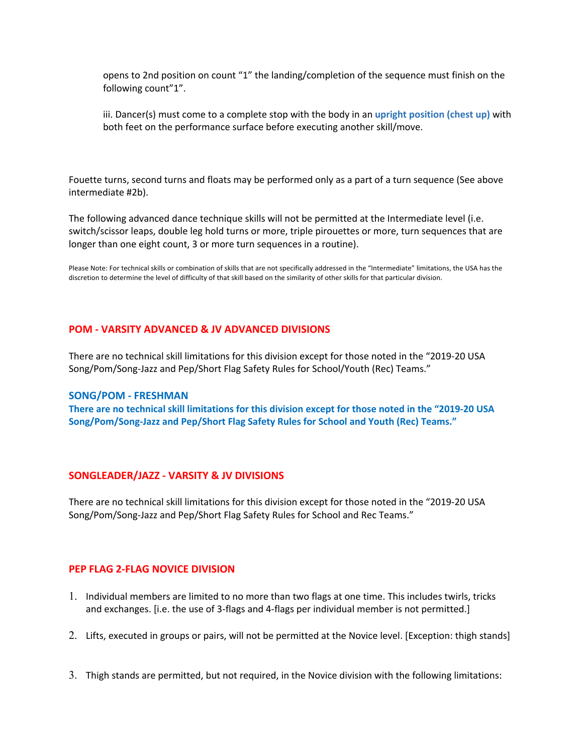opens to 2nd position on count "1" the landing/completion of the sequence must finish on the following count"1".

iii. Dancer(s) must come to a complete stop with the body in an **upright position (chest up)** with both feet on the performance surface before executing another skill/move.

Fouette turns, second turns and floats may be performed only as a part of a turn sequence (See above intermediate #2b).

The following advanced dance technique skills will not be permitted at the Intermediate level (i.e. switch/scissor leaps, double leg hold turns or more, triple pirouettes or more, turn sequences that are longer than one eight count, 3 or more turn sequences in a routine).

Please Note: For technical skills or combination of skills that are not specifically addressed in the "Intermediate" limitations, the USA has the discretion to determine the level of difficulty of that skill based on the similarity of other skills for that particular division.

## POM - VARSITY ADVANCED & JV ADVANCED DIVISIONS

There are no technical skill limitations for this division except for those noted in the "2019-20 USA Song/Pom/Song-Jazz and Pep/Short Flag Safety Rules for School/Youth (Rec) Teams."

## SONG/POM - FRESHMAN

**There are no technical skill limitations for this division except for those noted in the "2019-20 USA Song/Pom/Song-Jazz and Pep/Short Flag Safety Rules for School and Youth (Rec) Teams."**

## SONGLEADER/JAZZ - VARSITY & JV DIVISIONS

There are no technical skill limitations for this division except for those noted in the "2019-20 USA Song/Pom/Song-Jazz and Pep/Short Flag Safety Rules for School and Rec Teams."

## PEP FLAG 2-FLAG NOVICE DIVISION

1. Individual members are limited to no more than two flags at one time. This includes twirls, tricks and exchanges. [i.e. the use of 3-flags and 4-flags per individual member is not permitted.]

2. Lifts, executed in groups or pairs, will not be permitted at the Novice level. [Exception: thigh stands]

3. Thigh stands are permitted, but not required, in the Novice division with the following limitations: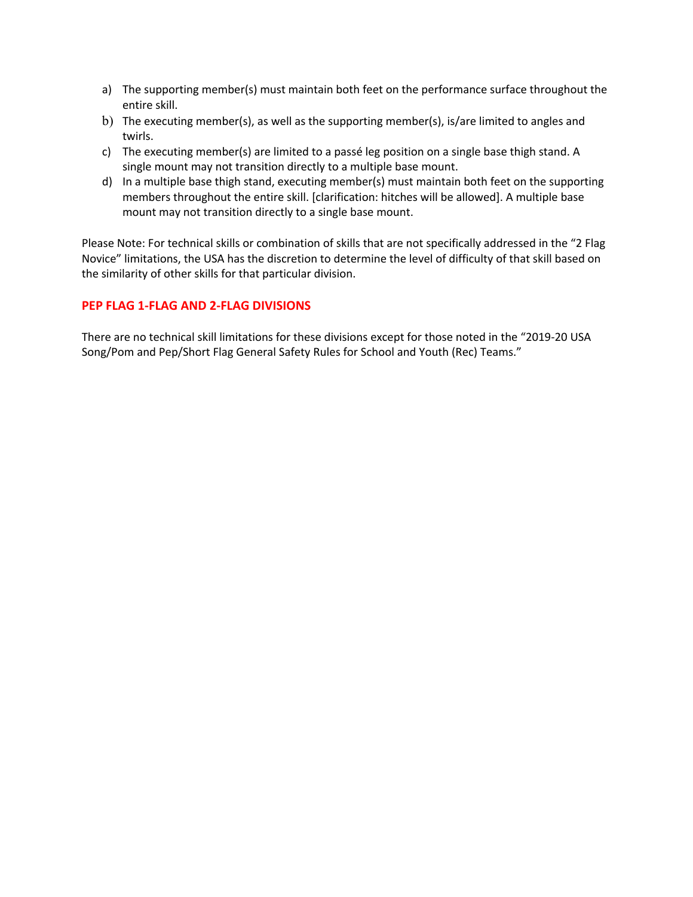a) The supporting member(s) must maintain both feet on the performance surface throughout the entire skill.
b) The executing member(s), as well as the supporting member(s), is/are limited to angles and twirls.
c) The executing member(s) are limited to a passé leg position on a single base thigh stand. A single mount may not transition directly to a multiple base mount.
d) In a multiple base thigh stand, executing member(s) must maintain both feet on the supporting members throughout the entire skill. [clarification: hitches will be allowed]. A multiple base mount may not transition directly to a single base mount.

Please Note: For technical skills or combination of skills that are not specifically addressed in the "2 Flag Novice" limitations, the USA has the discretion to determine the level of difficulty of that skill based on the similarity of other skills for that particular division.

## PEP FLAG 1-FLAG AND 2-FLAG DIVISIONS

There are no technical skill limitations for these divisions except for those noted in the "2019-20 USA Song/Pom and Pep/Short Flag General Safety Rules for School and Youth (Rec) Teams."